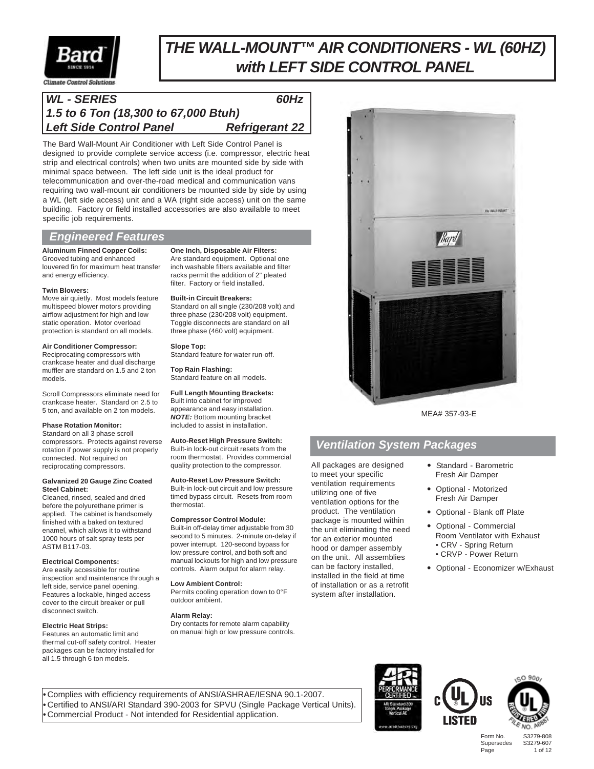# THE WALL-MOUNT™ AIR CONDITIONERS - WL (60HZ) with LEFT SIDE CONTROL PANEL

## WL - SERIES 60Hz
## 1.5 to 6 Ton (18,300 to 67,000 Btuh)
## Left Side Control Panel Refrigerant 22

The Bard Wall-Mount Air Conditioner with Left Side Control Panel is designed to provide complete service access (i.e. compressor, electric heat strip and electrical controls) when two units are mounted side by side with minimal space between. The left side unit is the ideal product for telecommunication and over-the-road medical and communication vans requiring two wall-mount air conditioners be mounted side by side by using a WL (left side access) unit and a WA (right side access) unit on the same building. Factory or field installed accessories are also available to meet specific job requirements.

## Engineered Features

**Aluminum Finned Copper Coils:**
Grooved tubing and enhanced louvered fin for maximum heat transfer and energy efficiency.

**Twin Blowers:**
Move air quietly. Most models feature multispeed blower motors providing airflow adjustment for high and low static operation. Motor overload protection is standard on all models.

**Air Conditioner Compressor:**
Reciprocating compressors with crankcase heater and dual discharge muffler are standard on 1.5 and 2 ton models.

Scroll Compressors eliminate need for crankcase heater. Standard on 2.5 to 5 ton, and available on 2 ton models.

**Phase Rotation Monitor:**
Standard on all 3 phase scroll compressors. Protects against reverse rotation if power supply is not properly connected. Not required on reciprocating compressors.

**Galvanized 20 Gauge Zinc Coated Steel Cabinet:**
Cleaned, rinsed, sealed and dried before the polyurethane primer is applied. The cabinet is handsomely finished with a baked on textured enamel, which allows it to withstand 1000 hours of salt spray tests per ASTM B117-03.

**Electrical Components:**
Are easily accessible for routine inspection and maintenance through a left side, service panel opening. Features a lockable, hinged access cover to the circuit breaker or pull disconnect switch.

**Electric Heat Strips:**
Features an automatic limit and thermal cut-off safety control. Heater packages can be factory installed for all 1.5 through 6 ton models.

**One Inch, Disposable Air Filters:**
Are standard equipment. Optional one inch washable filters available and filter racks permit the addition of 2" pleated filter. Factory or field installed.

**Built-in Circuit Breakers:**
Standard on all single (230/208 volt) and three phase (230/208 volt) equipment. Toggle disconnects are standard on all three phase (460 volt) equipment.

**Slope Top:**
Standard feature for water run-off.

**Top Rain Flashing:**
Standard feature on all models.

**Full Length Mounting Brackets:**
Built into cabinet for improved appearance and easy installation. ***NOTE:*** Bottom mounting bracket included to assist in installation.

**Auto-Reset High Pressure Switch:**
Built-in lock-out circuit resets from the room thermostat. Provides commercial quality protection to the compressor.

**Auto-Reset Low Pressure Switch:**
Built-in lock-out circuit and low pressure timed bypass circuit. Resets from room thermostat.

**Compressor Control Module:**
Built-in off-delay timer adjustable from 30 second to 5 minutes. 2-minute on-delay if power interrupt. 120-second bypass for low pressure control, and both soft and manual lockouts for high and low pressure controls. Alarm output for alarm relay.

**Low Ambient Control:**
Permits cooling operation down to 0°F outdoor ambient.

**Alarm Relay:**
Dry contacts for remote alarm capability on manual high or low pressure controls.

MEA# 357-93-E

## Ventilation System Packages

All packages are designed to meet your specific ventilation requirements utilizing one of five ventilation options for the product. The ventilation package is mounted within the unit eliminating the need for an exterior mounted hood or damper assembly on the unit. All assemblies can be factory installed, installed in the field at time of installation or as a retrofit system after installation.

- Standard - Barometric Fresh Air Damper
- Optional - Motorized Fresh Air Damper
- Optional - Blank off Plate
- Optional - Commercial Room Ventilator with Exhaust
  - CRV - Spring Return
  - CRVP - Power Return
- Optional - Economizer w/Exhaust

- Complies with efficiency requirements of ANSI/ASHRAE/IESNA 90.1-2007.
- Certified to ANSI/ARI Standard 390-2003 for SPVU (Single Package Vertical Units).
- Commercial Product - Not intended for Residential application.

Form No. S3279-808
Supersedes S3279-607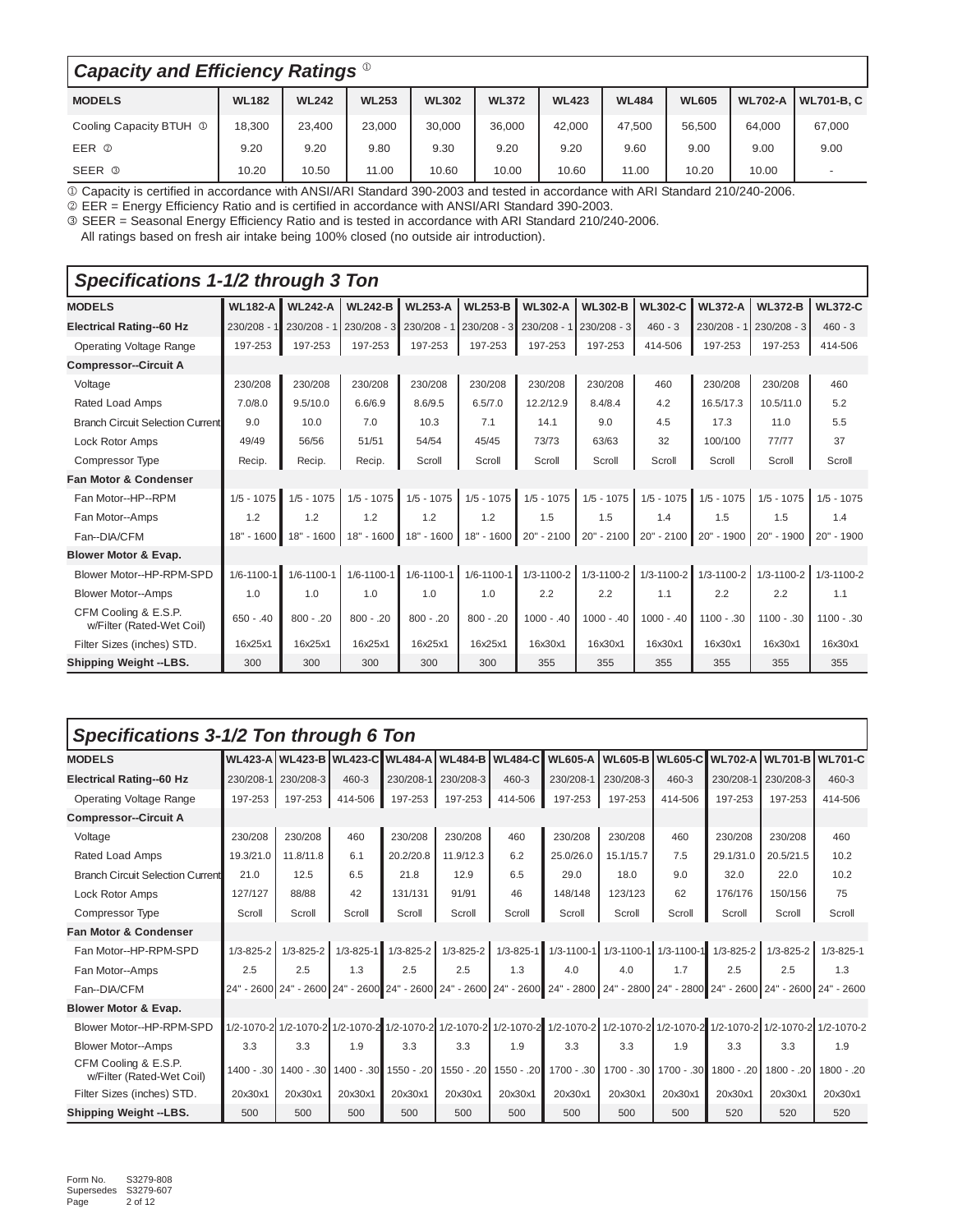## *Capacity and Efficiency Ratings* ①

| MODELS | WL182 | WL242 | WL253 | WL302 | WL372 | WL423 | WL484 | WL605 | WL702-A | WL701-B, C |
|---|---|---|---|---|---|---|---|---|---|---|
| Cooling Capacity BTUH ① | 18,300 | 23,400 | 23,000 | 30,000 | 36,000 | 42,000 | 47,500 | 56,500 | 64,000 | 67,000 |
| EER ② | 9.20 | 9.20 | 9.80 | 9.30 | 9.20 | 9.20 | 9.60 | 9.00 | 9.00 | 9.00 |
| SEER ③ | 10.20 | 10.50 | 11.00 | 10.60 | 10.00 | 10.60 | 11.00 | 10.20 | 10.00 | - |

① Capacity is certified in accordance with ANSI/ARI Standard 390-2003 and tested in accordance with ARI Standard 210/240-2006.
② EER = Energy Efficiency Ratio and is certified in accordance with ANSI/ARI Standard 390-2003.
③ SEER = Seasonal Energy Efficiency Ratio and is tested in accordance with ARI Standard 210/240-2006.
All ratings based on fresh air intake being 100% closed (no outside air introduction).

## *Specifications 1-1/2 through 3 Ton*

| MODELS | WL182-A | WL242-A | WL242-B | WL253-A | WL253-B | WL302-A | WL302-B | WL302-C | WL372-A | WL372-B | WL372-C |
|---|---|---|---|---|---|---|---|---|---|---|---|
| **Electrical Rating--60 Hz** | 230/208 - 1 | 230/208 - 1 | 230/208 - 3 | 230/208 - 1 | 230/208 - 3 | 230/208 - 1 | 230/208 - 3 | 460 - 3 | 230/208 - 1 | 230/208 - 3 | 460 - 3 |
| Operating Voltage Range | 197-253 | 197-253 | 197-253 | 197-253 | 197-253 | 197-253 | 197-253 | 414-506 | 197-253 | 197-253 | 414-506 |
| **Compressor--Circuit A** | | | | | | | | | | | |
| Voltage | 230/208 | 230/208 | 230/208 | 230/208 | 230/208 | 230/208 | 230/208 | 460 | 230/208 | 230/208 | 460 |
| Rated Load Amps | 7.0/8.0 | 9.5/10.0 | 6.6/6.9 | 8.6/9.5 | 6.5/7.0 | 12.2/12.9 | 8.4/8.4 | 4.2 | 16.5/17.3 | 10.5/11.0 | 5.2 |
| Branch Circuit Selection Current | 9.0 | 10.0 | 7.0 | 10.3 | 7.1 | 14.1 | 9.0 | 4.5 | 17.3 | 11.0 | 5.5 |
| Lock Rotor Amps | 49/49 | 56/56 | 51/51 | 54/54 | 45/45 | 73/73 | 63/63 | 32 | 100/100 | 77/77 | 37 |
| Compressor Type | Recip. | Recip. | Recip. | Scroll | Scroll | Scroll | Scroll | Scroll | Scroll | Scroll | Scroll |
| **Fan Motor & Condenser** | | | | | | | | | | | |
| Fan Motor--HP--RPM | 1/5 - 1075 | 1/5 - 1075 | 1/5 - 1075 | 1/5 - 1075 | 1/5 - 1075 | 1/5 - 1075 | 1/5 - 1075 | 1/5 - 1075 | 1/5 - 1075 | 1/5 - 1075 | 1/5 - 1075 |
| Fan Motor--Amps | 1.2 | 1.2 | 1.2 | 1.2 | 1.2 | 1.5 | 1.5 | 1.4 | 1.5 | 1.5 | 1.4 |
| Fan--DIA/CFM | 18" - 1600 | 18" - 1600 | 18" - 1600 | 18" - 1600 | 18" - 1600 | 20" - 2100 | 20" - 2100 | 20" - 2100 | 20" - 1900 | 20" - 1900 | 20" - 1900 |
| **Blower Motor & Evap.** | | | | | | | | | | | |
| Blower Motor--HP-RPM-SPD | 1/6-1100-1 | 1/6-1100-1 | 1/6-1100-1 | 1/6-1100-1 | 1/6-1100-1 | 1/3-1100-2 | 1/3-1100-2 | 1/3-1100-2 | 1/3-1100-2 | 1/3-1100-2 | 1/3-1100-2 |
| Blower Motor--Amps | 1.0 | 1.0 | 1.0 | 1.0 | 1.0 | 2.2 | 2.2 | 1.1 | 2.2 | 2.2 | 1.1 |
| CFM Cooling & E.S.P. w/Filter (Rated-Wet Coil) | 650 - .40 | 800 - .20 | 800 - .20 | 800 - .20 | 800 - .20 | 1000 - .40 | 1000 - .40 | 1000 - .40 | 1100 - .30 | 1100 - .30 | 1100 - .30 |
| Filter Sizes (inches) STD. | 16x25x1 | 16x25x1 | 16x25x1 | 16x25x1 | 16x25x1 | 16x30x1 | 16x30x1 | 16x30x1 | 16x30x1 | 16x30x1 | 16x30x1 |
| **Shipping Weight --LBS.** | 300 | 300 | 300 | 300 | 300 | 355 | 355 | 355 | 355 | 355 | 355 |

## *Specifications 3-1/2 Ton through 6 Ton*

| MODELS | WL423-A | WL423-B | WL423-C | WL484-A | WL484-B | WL484-C | WL605-A | WL605-B | WL605-C | WL702-A | WL701-B | WL701-C |
|---|---|---|---|---|---|---|---|---|---|---|---|---|
| **Electrical Rating--60 Hz** | 230/208-1 | 230/208-3 | 460-3 | 230/208-1 | 230/208-3 | 460-3 | 230/208-1 | 230/208-3 | 460-3 | 230/208-1 | 230/208-3 | 460-3 |
| Operating Voltage Range | 197-253 | 197-253 | 414-506 | 197-253 | 197-253 | 414-506 | 197-253 | 197-253 | 414-506 | 197-253 | 197-253 | 414-506 |
| **Compressor--Circuit A** | | | | | | | | | | | | |
| Voltage | 230/208 | 230/208 | 460 | 230/208 | 230/208 | 460 | 230/208 | 230/208 | 460 | 230/208 | 230/208 | 460 |
| Rated Load Amps | 19.3/21.0 | 11.8/11.8 | 6.1 | 20.2/20.8 | 11.9/12.3 | 6.2 | 25.0/26.0 | 15.1/15.7 | 7.5 | 29.1/31.0 | 20.5/21.5 | 10.2 |
| Branch Circuit Selection Current | 21.0 | 12.5 | 6.5 | 21.8 | 12.9 | 6.5 | 29.0 | 18.0 | 9.0 | 32.0 | 22.0 | 10.2 |
| Lock Rotor Amps | 127/127 | 88/88 | 42 | 131/131 | 91/91 | 46 | 148/148 | 123/123 | 62 | 176/176 | 150/156 | 75 |
| Compressor Type | Scroll | Scroll | Scroll | Scroll | Scroll | Scroll | Scroll | Scroll | Scroll | Scroll | Scroll | Scroll |
| **Fan Motor & Condenser** | | | | | | | | | | | | |
| Fan Motor--HP-RPM-SPD | 1/3-825-2 | 1/3-825-2 | 1/3-825-1 | 1/3-825-2 | 1/3-825-2 | 1/3-825-1 | 1/3-1100-1 | 1/3-1100-1 | 1/3-1100-1 | 1/3-825-2 | 1/3-825-2 | 1/3-825-1 |
| Fan Motor--Amps | 2.5 | 2.5 | 1.3 | 2.5 | 2.5 | 1.3 | 4.0 | 4.0 | 1.7 | 2.5 | 2.5 | 1.3 |
| Fan--DIA/CFM | 24" - 2600 | 24" - 2600 | 24" - 2600 | 24" - 2600 | 24" - 2600 | 24" - 2600 | 24" - 2800 | 24" - 2800 | 24" - 2800 | 24" - 2600 | 24" - 2600 | 24" - 2600 |
| **Blower Motor & Evap.** | | | | | | | | | | | | |
| Blower Motor--HP-RPM-SPD | 1/2-1070-2 | 1/2-1070-2 | 1/2-1070-2 | 1/2-1070-2 | 1/2-1070-2 | 1/2-1070-2 | 1/2-1070-2 | 1/2-1070-2 | 1/2-1070-2 | 1/2-1070-2 | 1/2-1070-2 | 1/2-1070-2 |
| Blower Motor--Amps | 3.3 | 3.3 | 1.9 | 3.3 | 3.3 | 1.9 | 3.3 | 3.3 | 1.9 | 3.3 | 3.3 | 1.9 |
| CFM Cooling & E.S.P. w/Filter (Rated-Wet Coil) | 1400 - .30 | 1400 - .30 | 1400 - .30 | 1550 - .20 | 1550 - .20 | 1550 - .20 | 1700 - .30 | 1700 - .30 | 1700 - .30 | 1800 - .20 | 1800 - .20 | 1800 - .20 |
| Filter Sizes (inches) STD. | 20x30x1 | 20x30x1 | 20x30x1 | 20x30x1 | 20x30x1 | 20x30x1 | 20x30x1 | 20x30x1 | 20x30x1 | 20x30x1 | 20x30x1 | 20x30x1 |
| **Shipping Weight --LBS.** | 500 | 500 | 500 | 500 | 500 | 500 | 500 | 500 | 500 | 520 | 520 | 520 |

Form No. S3279-808
Supersedes S3279-607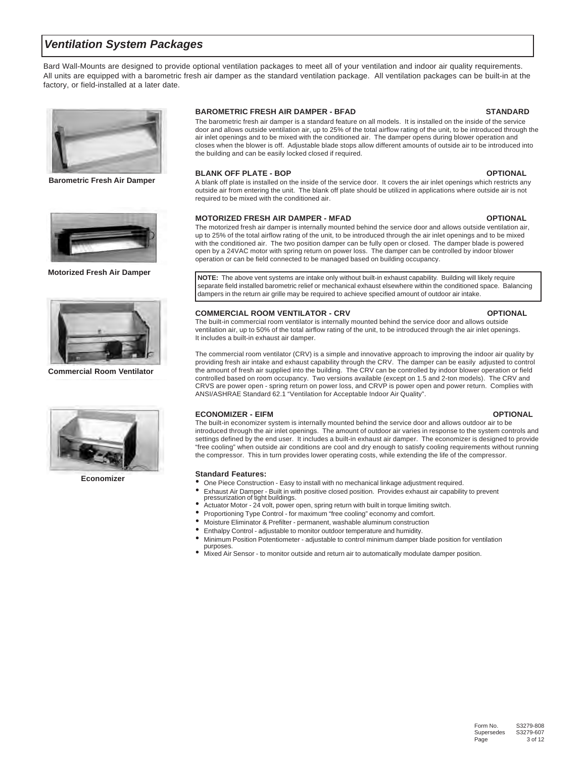## *Ventilation System Packages*

Bard Wall-Mounts are designed to provide optional ventilation packages to meet all of your ventilation and indoor air quality requirements. All units are equipped with a barometric fresh air damper as the standard ventilation package. All ventilation packages can be built-in at the factory, or field-installed at a later date.

Barometric Fresh Air Damper

Motorized Fresh Air Damper

Commercial Room Ventilator

Economizer

**BAROMETRIC FRESH AIR DAMPER - BFAD** **STANDARD**

The barometric fresh air damper is a standard feature on all models. It is installed on the inside of the service door and allows outside ventilation air, up to 25% of the total airflow rating of the unit, to be introduced through the air inlet openings and to be mixed with the conditioned air. The damper opens during blower operation and closes when the blower is off. Adjustable blade stops allow different amounts of outside air to be introduced into the building and can be easily locked closed if required.

**BLANK OFF PLATE - BOP** **OPTIONAL**

A blank off plate is installed on the inside of the service door. It covers the air inlet openings which restricts any outside air from entering the unit. The blank off plate should be utilized in applications where outside air is not required to be mixed with the conditioned air.

**MOTORIZED FRESH AIR DAMPER - MFAD** **OPTIONAL**

The motorized fresh air damper is internally mounted behind the service door and allows outside ventilation air, up to 25% of the total airflow rating of the unit, to be introduced through the air inlet openings and to be mixed with the conditioned air. The two position damper can be fully open or closed. The damper blade is powered open by a 24VAC motor with spring return on power loss. The damper can be controlled by indoor blower operation or can be field connected to be managed based on building occupancy.

**NOTE:** The above vent systems are intake only without built-in exhaust capability. Building will likely require separate field installed barometric relief or mechanical exhaust elsewhere within the conditioned space. Balancing dampers in the return air grille may be required to achieve specified amount of outdoor air intake.

**COMMERCIAL ROOM VENTILATOR - CRV** **OPTIONAL**

The built-in commercial room ventilator is internally mounted behind the service door and allows outside ventilation air, up to 50% of the total airflow rating of the unit, to be introduced through the air inlet openings. It includes a built-in exhaust air damper.

The commercial room ventilator (CRV) is a simple and innovative approach to improving the indoor air quality by providing fresh air intake and exhaust capability through the CRV. The damper can be easily adjusted to control the amount of fresh air supplied into the building. The CRV can be controlled by indoor blower operation or field controlled based on room occupancy. Two versions available (except on 1.5 and 2-ton models). The CRV and CRVS are power open - spring return on power loss, and CRVP is power open and power return. Complies with ANSI/ASHRAE Standard 62.1 "Ventilation for Acceptable Indoor Air Quality".

**ECONOMIZER - EIFM** **OPTIONAL**

The built-in economizer system is internally mounted behind the service door and allows outdoor air to be introduced through the air inlet openings. The amount of outdoor air varies in response to the system controls and settings defined by the end user. It includes a built-in exhaust air damper. The economizer is designed to provide "free cooling" when outside air conditions are cool and dry enough to satisfy cooling requirements without running the compressor. This in turn provides lower operating costs, while extending the life of the compressor.

**Standard Features:**

- One Piece Construction - Easy to install with no mechanical linkage adjustment required.
- Exhaust Air Damper - Built in with positive closed position. Provides exhaust air capability to prevent pressurization of tight buildings.
- Actuator Motor - 24 volt, power open, spring return with built in torque limiting switch.
- Proportioning Type Control - for maximum "free cooling" economy and comfort.
- Moisture Eliminator & Prefilter - permanent, washable aluminum construction
- Enthalpy Control - adjustable to monitor outdoor temperature and humidity.
- Minimum Position Potentiometer - adjustable to control minimum damper blade position for ventilation purposes.
- Mixed Air Sensor - to monitor outside and return air to automatically modulate damper position.

Form No. S3279-808
Supersedes S3279-607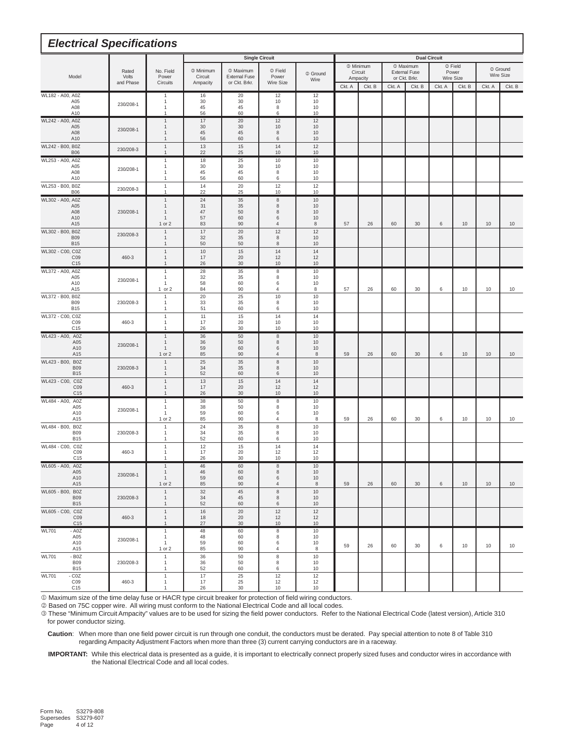## Electrical Specifications

| Model | Rated Volts and Phase | No. Field Power Circuits | Single Circuit: ③ Minimum Circuit Ampacity | Single Circuit: ① Maximum External Fuse or Ckt. Brkr. | Single Circuit: ② Field Power Wire Size | Single Circuit: ② Ground Wire | Dual Circuit: ③ Minimum Circuit Ampacity Ckt. A | Dual Circuit: ③ Minimum Circuit Ampacity Ckt. B | Dual Circuit: ① Maximum External Fuse or Ckt. Brkr. Ckt. A | Dual Circuit: ① Maximum External Fuse or Ckt. Brkr. Ckt. B | Dual Circuit: ② Field Power Wire Size Ckt. A | Dual Circuit: ② Field Power Wire Size Ckt. B | Dual Circuit: ② Ground Wire Size Ckt. A | Dual Circuit: ② Ground Wire Size Ckt. B |
|---|---|---|---|---|---|---|---|---|---|---|---|---|---|---|
| WL182 - A00, A0Z | 230/208-1 | 1 | 16 | 20 | 12 | 12 | | | | | | | | |
| A05 | | 1 | 30 | 30 | 10 | 10 | | | | | | | | |
| A08 | | 1 | 45 | 45 | 8 | 10 | | | | | | | | |
| A10 | | 1 | 56 | 60 | 6 | 10 | | | | | | | | |
| WL242 - A00, A0Z | 230/208-1 | 1 | 17 | 20 | 12 | 12 | | | | | | | | |
| A05 | | 1 | 30 | 30 | 10 | 10 | | | | | | | | |
| A08 | | 1 | 45 | 45 | 8 | 10 | | | | | | | | |
| A10 | | 1 | 56 | 60 | 6 | 10 | | | | | | | | |
| WL242 - B00, B0Z | 230/208-3 | 1 | 13 | 15 | 14 | 12 | | | | | | | | |
| B06 | | 1 | 22 | 25 | 10 | 10 | | | | | | | | |
| WL253 - A00, A0Z | 230/208-1 | 1 | 18 | 25 | 10 | 10 | | | | | | | | |
| A05 | | 1 | 30 | 30 | 10 | 10 | | | | | | | | |
| A08 | | 1 | 45 | 45 | 8 | 10 | | | | | | | | |
| A10 | | 1 | 56 | 60 | 6 | 10 | | | | | | | | |
| WL253 - B00, B0Z | 230/208-3 | 1 | 14 | 20 | 12 | 12 | | | | | | | | |
| B06 | | 1 | 22 | 25 | 10 | 10 | | | | | | | | |
| WL302 - A00, A0Z | 230/208-1 | 1 | 24 | 35 | 8 | 10 | | | | | | | | |
| A05 | | 1 | 31 | 35 | 8 | 10 | | | | | | | | |
| A08 | | 1 | 47 | 50 | 8 | 10 | | | | | | | | |
| A10 | | 1 | 57 | 60 | 6 | 10 | | | | | | | | |
| A15 | | 1 or 2 | 83 | 90 | 4 | 8 | 57 | 26 | 60 | 30 | 6 | 10 | 10 | 10 |
| WL302 - B00, B0Z | 230/208-3 | 1 | 17 | 20 | 12 | 12 | | | | | | | | |
| B09 | | 1 | 32 | 35 | 8 | 10 | | | | | | | | |
| B15 | | 1 | 50 | 50 | 8 | 10 | | | | | | | | |
| WL302 - C00, C0Z | 460-3 | 1 | 10 | 15 | 14 | 14 | | | | | | | | |
| C09 | | 1 | 17 | 20 | 12 | 12 | | | | | | | | |
| C15 | | 1 | 26 | 30 | 10 | 10 | | | | | | | | |
| WL372 - A00, A0Z | 230/208-1 | 1 | 28 | 35 | 8 | 10 | | | | | | | | |
| A05 | | 1 | 32 | 35 | 8 | 10 | | | | | | | | |
| A10 | | 1 | 58 | 60 | 6 | 10 | | | | | | | | |
| A15 | | 1 or 2 | 84 | 90 | 4 | 8 | 57 | 26 | 60 | 30 | 6 | 10 | 10 | 10 |
| WL372 - B00, B0Z | 230/208-3 | 1 | 20 | 25 | 10 | 10 | | | | | | | | |
| B09 | | 1 | 33 | 35 | 8 | 10 | | | | | | | | |
| B15 | | 1 | 51 | 60 | 6 | 10 | | | | | | | | |
| WL372 - C00, C0Z | 460-3 | 1 | 11 | 15 | 14 | 14 | | | | | | | | |
| C09 | | 1 | 17 | 20 | 10 | 10 | | | | | | | | |
| C15 | | 1 | 26 | 30 | 10 | 10 | | | | | | | | |
| WL423 - A00, A0Z | 230/208-1 | 1 | 36 | 50 | 8 | 10 | | | | | | | | |
| A05 | | 1 | 36 | 50 | 8 | 10 | | | | | | | | |
| A10 | | 1 | 59 | 60 | 6 | 10 | | | | | | | | |
| A15 | | 1 or 2 | 85 | 90 | 4 | 8 | 59 | 26 | 60 | 30 | 6 | 10 | 10 | 10 |
| WL423 - B00, B0Z | 230/208-3 | 1 | 25 | 35 | 8 | 10 | | | | | | | | |
| B09 | | 1 | 34 | 35 | 8 | 10 | | | | | | | | |
| B15 | | 1 | 52 | 60 | 6 | 10 | | | | | | | | |
| WL423 - C00, C0Z | 460-3 | 1 | 13 | 15 | 14 | 14 | | | | | | | | |
| C09 | | 1 | 17 | 20 | 12 | 12 | | | | | | | | |
| C15 | | 1 | 26 | 30 | 10 | 10 | | | | | | | | |
| WL484 - A00, A0Z | 230/208-1 | 1 | 38 | 50 | 8 | 10 | | | | | | | | |
| A05 | | 1 | 38 | 50 | 8 | 10 | | | | | | | | |
| A10 | | 1 | 59 | 60 | 6 | 10 | | | | | | | | |
| A15 | | 1 or 2 | 85 | 90 | 4 | 8 | 59 | 26 | 60 | 30 | 6 | 10 | 10 | 10 |
| WL484 - B00, B0Z | 230/208-3 | 1 | 24 | 35 | 8 | 10 | | | | | | | | |
| B09 | | 1 | 34 | 35 | 8 | 10 | | | | | | | | |
| B15 | | 1 | 52 | 60 | 6 | 10 | | | | | | | | |
| WL484 - C00, C0Z | 460-3 | 1 | 12 | 15 | 14 | 14 | | | | | | | | |
| C09 | | 1 | 17 | 20 | 12 | 12 | | | | | | | | |
| C15 | | 1 | 26 | 30 | 10 | 10 | | | | | | | | |
| WL605 - A00, A0Z | 230/208-1 | 1 | 46 | 60 | 8 | 10 | | | | | | | | |
| A05 | | 1 | 46 | 60 | 8 | 10 | | | | | | | | |
| A10 | | 1 | 59 | 60 | 6 | 10 | | | | | | | | |
| A15 | | 1 or 2 | 85 | 90 | 4 | 8 | 59 | 26 | 60 | 30 | 6 | 10 | 10 | 10 |
| WL605 - B00, B0Z | 230/208-3 | 1 | 32 | 45 | 8 | 10 | | | | | | | | |
| B09 | | 1 | 34 | 45 | 8 | 10 | | | | | | | | |
| B15 | | 1 | 52 | 60 | 6 | 10 | | | | | | | | |
| WL605 - C00, C0Z | 460-3 | 1 | 16 | 20 | 12 | 12 | | | | | | | | |
| C09 | | 1 | 18 | 20 | 12 | 12 | | | | | | | | |
| C15 | | 1 | 27 | 30 | 10 | 10 | | | | | | | | |
| WL701 - A0Z | 230/208-1 | 1 | 48 | 60 | 8 | 10 | | | | | | | | |
| A05 | | 1 | 48 | 60 | 8 | 10 | | | | | | | | |
| A10 | | 1 | 59 | 60 | 6 | 10 | 59 | 26 | 60 | 30 | 6 | 10 | 10 | 10 |
| A15 | | 1 or 2 | 85 | 90 | 4 | 8 | | | | | | | | |
| WL701 - B0Z | 230/208-3 | 1 | 36 | 50 | 8 | 10 | | | | | | | | |
| B09 | | 1 | 36 | 50 | 8 | 10 | | | | | | | | |
| B15 | | 1 | 52 | 60 | 6 | 10 | | | | | | | | |
| WL701 - C0Z | 460-3 | 1 | 17 | 25 | 12 | 12 | | | | | | | | |
| C09 | | 1 | 17 | 25 | 12 | 12 | | | | | | | | |
| C15 | | 1 | 26 | 30 | 10 | 10 | | | | | | | | |

① Maximum size of the time delay fuse or HACR type circuit breaker for protection of field wiring conductors.

② Based on 75C copper wire. All wiring must conform to the National Electrical Code and all local codes.

③ These "Minimum Circuit Ampacity" values are to be used for sizing the field power conductors. Refer to the National Electrical Code (latest version), Article 310 for power conductor sizing.

**Caution**: When more than one field power circuit is run through one conduit, the conductors must be derated. Pay special attention to note 8 of Table 310 regarding Ampacity Adjustment Factors when more than three (3) current carrying conductors are in a raceway.

**IMPORTANT:** While this electrical data is presented as a guide, it is important to electrically connect properly sized fuses and conductor wires in accordance with the National Electrical Code and all local codes.

Form No. S3279-808
Supersedes S3279-607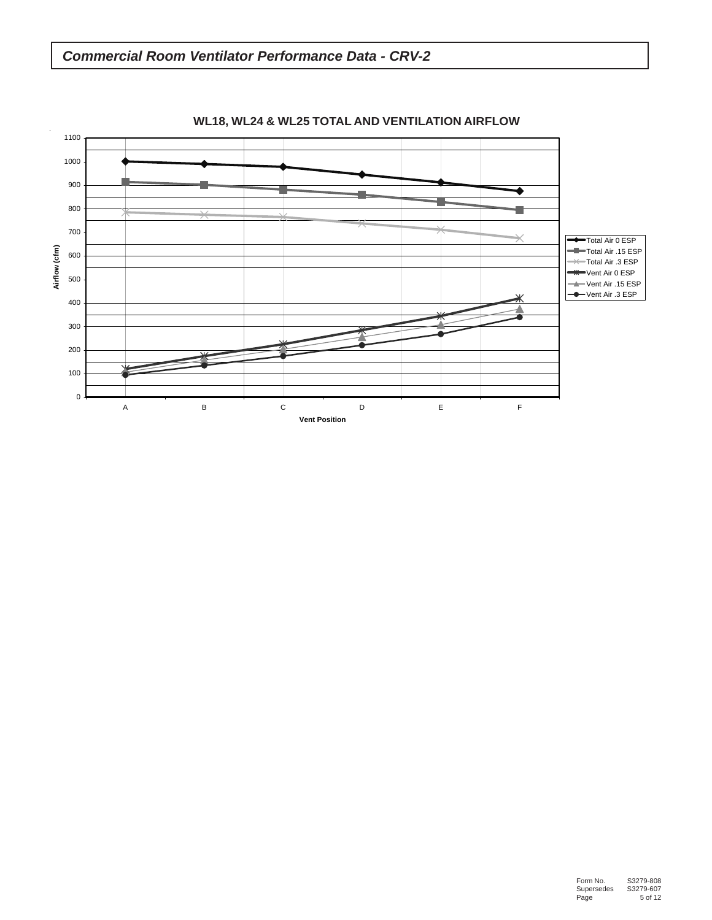# *Commercial Room Ventilator Performance Data - CRV-2*

**WL18, WL24 & WL25 TOTAL AND VENTILATION AIRFLOW**

Airflow (cfm)

1100
1000
900
800
700
600
500
400
300
200
100
0

A B C D E F

**Vent Position**

- Total Air 0 ESP
- Total Air .15 ESP
- Total Air .3 ESP
- Vent Air 0 ESP
- Vent Air .15 ESP
- Vent Air .3 ESP

| Form No. | S3279-808 |
|---|---|
| Supersedes | S3279-607 |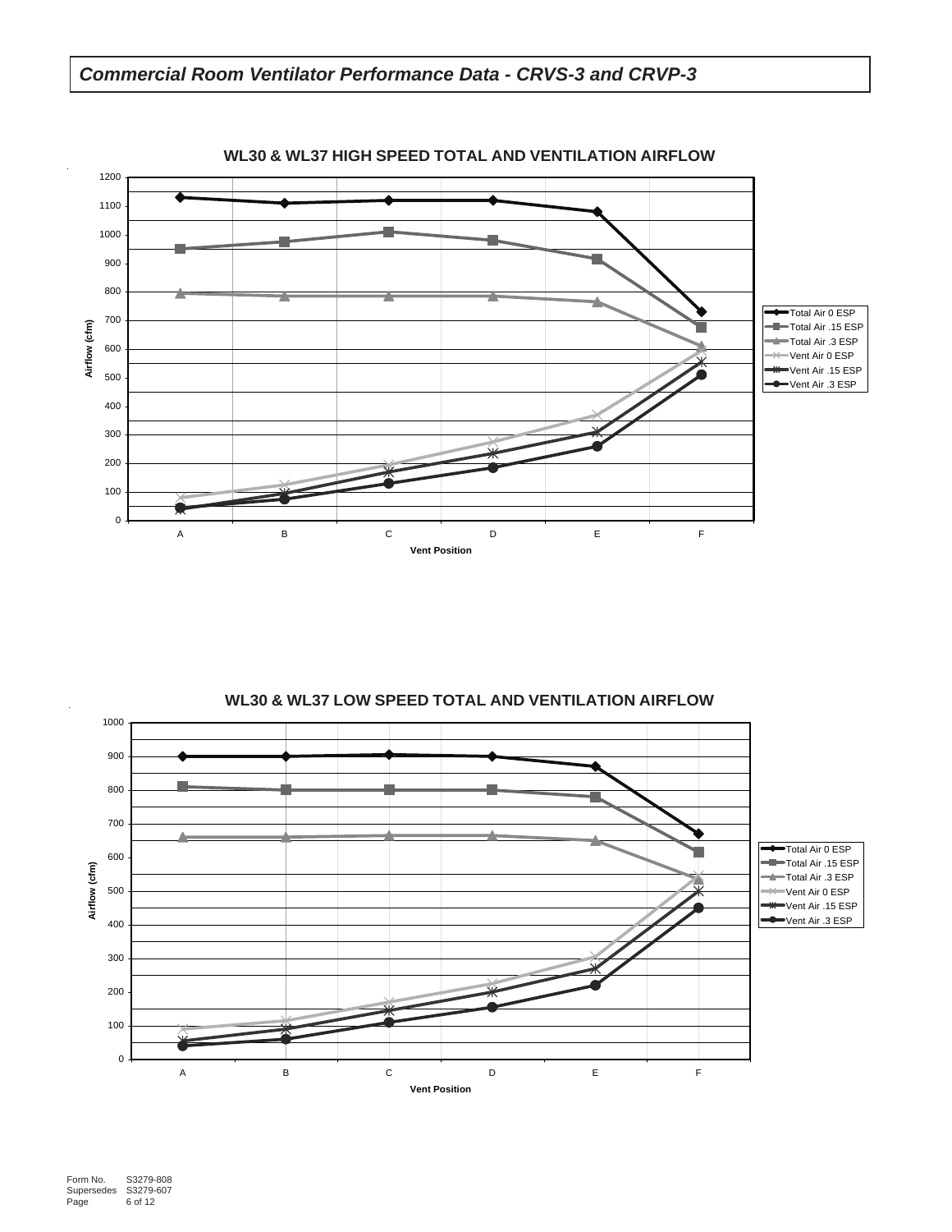## *Commercial Room Ventilator Performance Data - CRVS-3 and CRVP-3*

**WL30 & WL37 HIGH SPEED TOTAL AND VENTILATION AIRFLOW**

Airflow (cfm)

Vent Position: A, B, C, D, E, F

Legend: Total Air 0 ESP, Total Air .15 ESP, Total Air .3 ESP, Vent Air 0 ESP, Vent Air .15 ESP, Vent Air .3 ESP

**WL30 & WL37 LOW SPEED TOTAL AND VENTILATION AIRFLOW**

Airflow (cfm)

Vent Position: A, B, C, D, E, F

Legend: Total Air 0 ESP, Total Air .15 ESP, Total Air .3 ESP, Vent Air 0 ESP, Vent Air .15 ESP, Vent Air .3 ESP

Form No. S3279-808
Supersedes S3279-607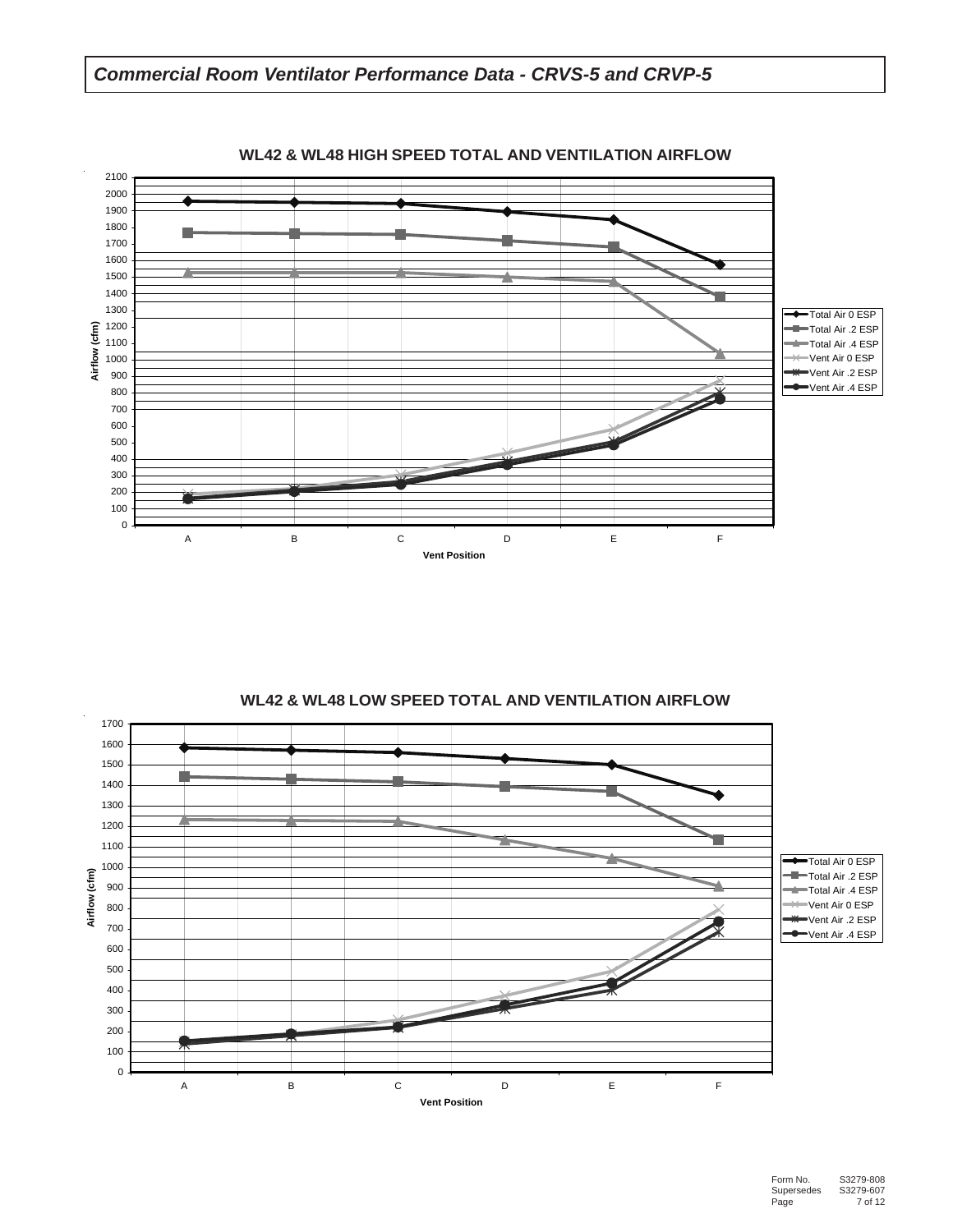# Commercial Room Ventilator Performance Data - CRVS-5 and CRVP-5

**WL42 & WL48 HIGH SPEED TOTAL AND VENTILATION AIRFLOW**

Airflow (cfm)

Vent Position: A, B, C, D, E, F

- Total Air 0 ESP
- Total Air .2 ESP
- Total Air .4 ESP
- Vent Air 0 ESP
- Vent Air .2 ESP
- Vent Air .4 ESP

**WL42 & WL48 LOW SPEED TOTAL AND VENTILATION AIRFLOW**

Airflow (cfm)

Vent Position: A, B, C, D, E, F

- Total Air 0 ESP
- Total Air .2 ESP
- Total Air .4 ESP
- Vent Air 0 ESP
- Vent Air .2 ESP
- Vent Air .4 ESP

Form No. S3279-808
Supersedes S3279-607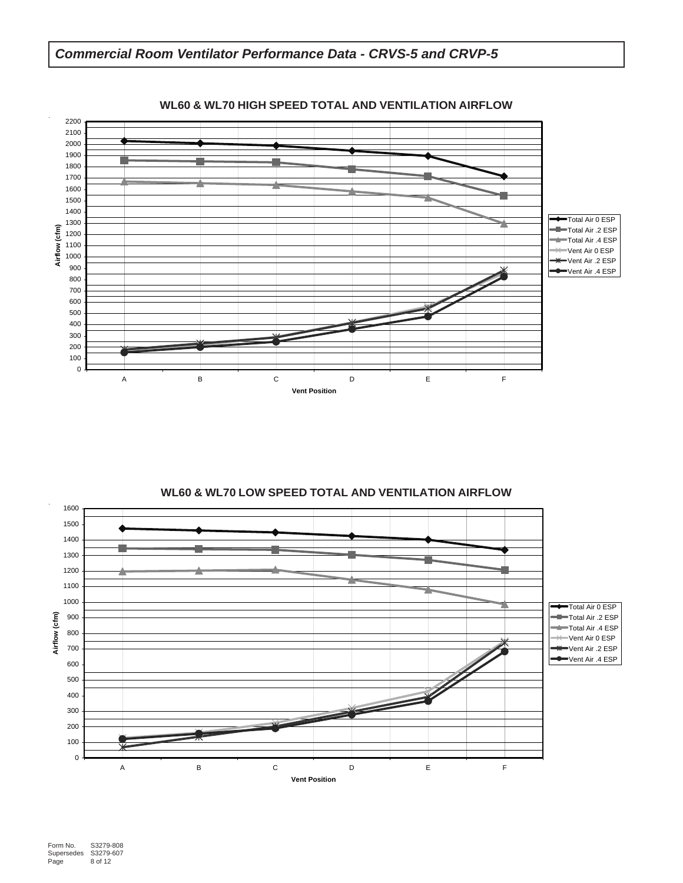## *Commercial Room Ventilator Performance Data - CRVS-5 and CRVP-5*

**WL60 & WL70 HIGH SPEED TOTAL AND VENTILATION AIRFLOW**

Airflow (cfm): 0, 100, 200, 300, 400, 500, 600, 700, 800, 900, 1000, 1100, 1200, 1300, 1400, 1500, 1600, 1700, 1800, 1900, 2000, 2100, 2200

Vent Position: A, B, C, D, E, F

Legend: Total Air 0 ESP, Total Air .2 ESP, Total Air .4 ESP, Vent Air 0 ESP, Vent Air .2 ESP, Vent Air .4 ESP

**WL60 & WL70 LOW SPEED TOTAL AND VENTILATION AIRFLOW**

Airflow (cfm): 0, 100, 200, 300, 400, 500, 600, 700, 800, 900, 1000, 1100, 1200, 1300, 1400, 1500, 1600

Vent Position: A, B, C, D, E, F

Legend: Total Air 0 ESP, Total Air .2 ESP, Total Air .4 ESP, Vent Air 0 ESP, Vent Air .2 ESP, Vent Air .4 ESP

Form No. S3279-808
Supersedes S3279-607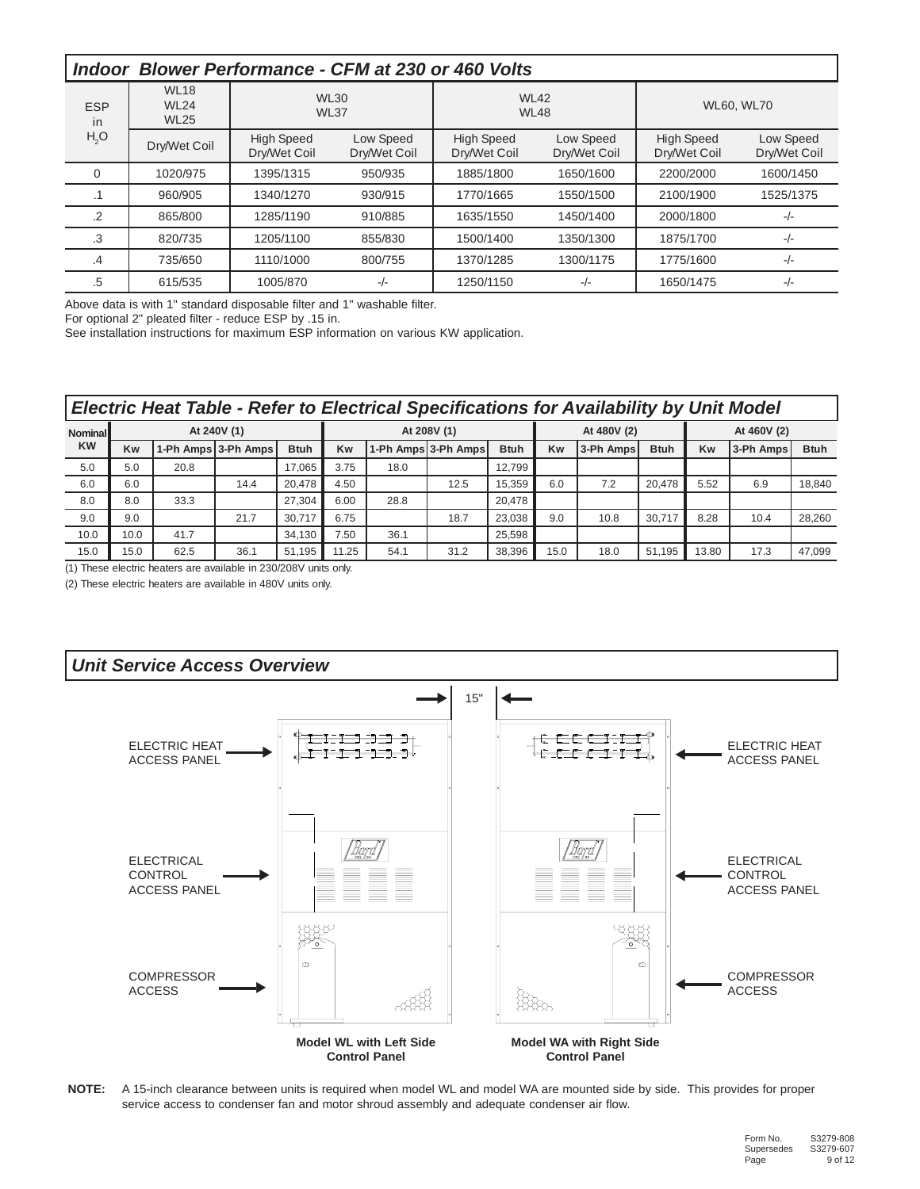## Indoor Blower Performance - CFM at 230 or 460 Volts

| ESP in $H_2O$ | WL18 WL24 WL25 | WL30 WL37 | | WL42 WL48 | | WL60, WL70 | |
|---|---|---|---|---|---|---|---|
| | Dry/Wet Coil | High Speed Dry/Wet Coil | Low Speed Dry/Wet Coil | High Speed Dry/Wet Coil | Low Speed Dry/Wet Coil | High Speed Dry/Wet Coil | Low Speed Dry/Wet Coil |
| 0 | 1020/975 | 1395/1315 | 950/935 | 1885/1800 | 1650/1600 | 2200/2000 | 1600/1450 |
| .1 | 960/905 | 1340/1270 | 930/915 | 1770/1665 | 1550/1500 | 2100/1900 | 1525/1375 |
| .2 | 865/800 | 1285/1190 | 910/885 | 1635/1550 | 1450/1400 | 2000/1800 | -/- |
| .3 | 820/735 | 1205/1100 | 855/830 | 1500/1400 | 1350/1300 | 1875/1700 | -/- |
| .4 | 735/650 | 1110/1000 | 800/755 | 1370/1285 | 1300/1175 | 1775/1600 | -/- |
| .5 | 615/535 | 1005/870 | -/- | 1250/1150 | -/- | 1650/1475 | -/- |

Above data is with 1" standard disposable filter and 1" washable filter.
For optional 2" pleated filter - reduce ESP by .15 in.
See installation instructions for maximum ESP information on various KW application.

## Electric Heat Table - Refer to Electrical Specifications for Availability by Unit Model

| Nominal KW | At 240V (1) | | | | At 208V (1) | | | | At 480V (2) | | | At 460V (2) | | |
|---|---|---|---|---|---|---|---|---|---|---|---|---|---|---|
| | Kw | 1-Ph Amps | 3-Ph Amps | Btuh | Kw | 1-Ph Amps | 3-Ph Amps | Btuh | Kw | 3-Ph Amps | Btuh | Kw | 3-Ph Amps | Btuh |
| 5.0 | 5.0 | 20.8 | | 17,065 | 3.75 | 18.0 | | 12,799 | | | | | | |
| 6.0 | 6.0 | | 14.4 | 20,478 | 4.50 | | 12.5 | 15,359 | 6.0 | 7.2 | 20,478 | 5.52 | 6.9 | 18,840 |
| 8.0 | 8.0 | 33.3 | | 27,304 | 6.00 | 28.8 | | 20,478 | | | | | | |
| 9.0 | 9.0 | | 21.7 | 30,717 | 6.75 | | 18.7 | 23,038 | 9.0 | 10.8 | 30,717 | 8.28 | 10.4 | 28,260 |
| 10.0 | 10.0 | 41.7 | | 34,130 | 7.50 | 36.1 | | 25,598 | | | | | | |
| 15.0 | 15.0 | 62.5 | 36.1 | 51,195 | 11.25 | 54.1 | 31.2 | 38,396 | 15.0 | 18.0 | 51,195 | 13.80 | 17.3 | 47,099 |

(1) These electric heaters are available in 230/208V units only.

(2) These electric heaters are available in 480V units only.

## Unit Service Access Overview

15"

ELECTRIC HEAT ACCESS PANEL

ELECTRICAL CONTROL ACCESS PANEL

COMPRESSOR ACCESS

**Model WL with Left Side Control Panel**

**Model WA with Right Side Control Panel**

**NOTE:** A 15-inch clearance between units is required when model WL and model WA are mounted side by side. This provides for proper service access to condenser fan and motor shroud assembly and adequate condenser air flow.

Form No. S3279-808
Supersedes S3279-607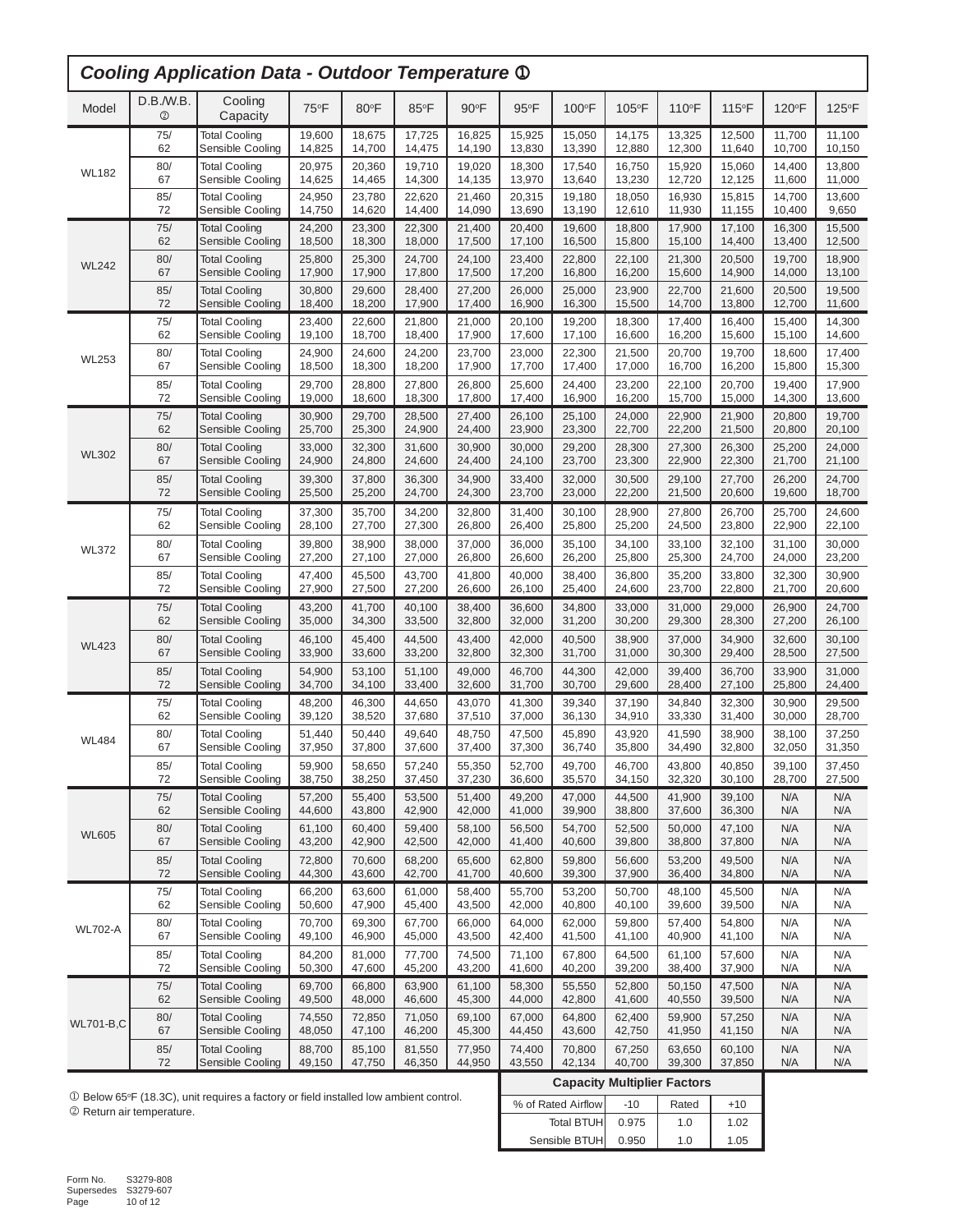## *Cooling Application Data - Outdoor Temperature* ①

| Model | D.B./W.B. ② | Cooling Capacity | 75°F | 80°F | 85°F | 90°F | 95°F | 100°F | 105°F | 110°F | 115°F | 120°F | 125°F |
|---|---|---|---|---|---|---|---|---|---|---|---|---|---|
| WL182 | 75/62 | Total Cooling | 19,600 | 18,675 | 17,725 | 16,825 | 15,925 | 15,050 | 14,175 | 13,325 | 12,500 | 11,700 | 11,100 |
| | | Sensible Cooling | 14,825 | 14,700 | 14,475 | 14,190 | 13,830 | 13,390 | 12,880 | 12,300 | 11,640 | 10,700 | 10,150 |
| | 80/67 | Total Cooling | 20,975 | 20,360 | 19,710 | 19,020 | 18,300 | 17,540 | 16,750 | 15,920 | 15,060 | 14,400 | 13,800 |
| | | Sensible Cooling | 14,625 | 14,465 | 14,300 | 14,135 | 13,970 | 13,640 | 13,230 | 12,720 | 12,125 | 11,600 | 11,000 |
| | 85/72 | Total Cooling | 24,950 | 23,780 | 22,620 | 21,460 | 20,315 | 19,180 | 18,050 | 16,930 | 15,815 | 14,700 | 13,600 |
| | | Sensible Cooling | 14,750 | 14,620 | 14,400 | 14,090 | 13,690 | 13,190 | 12,610 | 11,930 | 11,155 | 10,400 | 9,650 |
| WL242 | 75/62 | Total Cooling | 24,200 | 23,300 | 22,300 | 21,400 | 20,400 | 19,600 | 18,800 | 17,900 | 17,100 | 16,300 | 15,500 |
| | | Sensible Cooling | 18,500 | 18,300 | 18,000 | 17,500 | 17,100 | 16,500 | 15,800 | 15,100 | 14,400 | 13,400 | 12,500 |
| | 80/67 | Total Cooling | 25,800 | 25,300 | 24,700 | 24,100 | 23,400 | 22,800 | 22,100 | 21,300 | 20,500 | 19,700 | 18,900 |
| | | Sensible Cooling | 17,900 | 17,900 | 17,800 | 17,500 | 17,200 | 16,800 | 16,200 | 15,600 | 14,900 | 14,000 | 13,100 |
| | 85/72 | Total Cooling | 30,800 | 29,600 | 28,400 | 27,200 | 26,000 | 25,000 | 23,900 | 22,700 | 21,600 | 20,500 | 19,500 |
| | | Sensible Cooling | 18,400 | 18,200 | 17,900 | 17,400 | 16,900 | 16,300 | 15,500 | 14,700 | 13,800 | 12,700 | 11,600 |
| WL253 | 75/62 | Total Cooling | 23,400 | 22,600 | 21,800 | 21,000 | 20,100 | 19,200 | 18,300 | 17,400 | 16,400 | 15,400 | 14,300 |
| | | Sensible Cooling | 19,100 | 18,700 | 18,400 | 17,900 | 17,600 | 17,100 | 16,600 | 16,200 | 15,600 | 15,100 | 14,600 |
| | 80/67 | Total Cooling | 24,900 | 24,600 | 24,200 | 23,700 | 23,000 | 22,300 | 21,500 | 20,700 | 19,700 | 18,600 | 17,400 |
| | | Sensible Cooling | 18,500 | 18,300 | 18,200 | 17,900 | 17,700 | 17,400 | 17,000 | 16,700 | 16,200 | 15,800 | 15,300 |
| | 85/72 | Total Cooling | 29,700 | 28,800 | 27,800 | 26,800 | 25,600 | 24,400 | 23,200 | 22,100 | 20,700 | 19,400 | 17,900 |
| | | Sensible Cooling | 19,000 | 18,600 | 18,300 | 17,800 | 17,400 | 16,900 | 16,200 | 15,700 | 15,000 | 14,300 | 13,600 |
| WL302 | 75/62 | Total Cooling | 30,900 | 29,700 | 28,500 | 27,400 | 26,100 | 25,100 | 24,000 | 22,900 | 21,900 | 20,800 | 19,700 |
| | | Sensible Cooling | 25,700 | 25,300 | 24,900 | 24,400 | 23,900 | 23,300 | 22,700 | 22,200 | 21,500 | 20,800 | 20,100 |
| | 80/67 | Total Cooling | 33,000 | 32,300 | 31,600 | 30,900 | 30,000 | 29,200 | 28,300 | 27,300 | 26,300 | 25,200 | 24,000 |
| | | Sensible Cooling | 24,900 | 24,800 | 24,600 | 24,400 | 24,100 | 23,700 | 23,300 | 22,900 | 22,300 | 21,700 | 21,100 |
| | 85/72 | Total Cooling | 39,300 | 37,800 | 36,300 | 34,900 | 33,400 | 32,000 | 30,500 | 29,100 | 27,700 | 26,200 | 24,700 |
| | | Sensible Cooling | 25,500 | 25,200 | 24,700 | 24,300 | 23,700 | 23,000 | 22,200 | 21,500 | 20,600 | 19,600 | 18,700 |
| WL372 | 75/62 | Total Cooling | 37,300 | 35,700 | 34,200 | 32,800 | 31,400 | 30,100 | 28,900 | 27,800 | 26,700 | 25,700 | 24,600 |
| | | Sensible Cooling | 28,100 | 27,700 | 27,300 | 26,800 | 26,400 | 25,800 | 25,200 | 24,500 | 23,800 | 22,900 | 22,100 |
| | 80/67 | Total Cooling | 39,800 | 38,900 | 38,000 | 37,000 | 36,000 | 35,100 | 34,100 | 33,100 | 32,100 | 31,100 | 30,000 |
| | | Sensible Cooling | 27,200 | 27,100 | 27,000 | 26,800 | 26,600 | 26,200 | 25,800 | 25,300 | 24,700 | 24,000 | 23,200 |
| | 85/72 | Total Cooling | 47,400 | 45,500 | 43,700 | 41,800 | 40,000 | 38,400 | 36,800 | 35,200 | 33,800 | 32,300 | 30,900 |
| | | Sensible Cooling | 27,900 | 27,500 | 27,200 | 26,600 | 26,100 | 25,400 | 24,600 | 23,700 | 22,800 | 21,700 | 20,600 |
| WL423 | 75/62 | Total Cooling | 43,200 | 41,700 | 40,100 | 38,400 | 36,600 | 34,800 | 33,000 | 31,000 | 29,000 | 26,900 | 24,700 |
| | | Sensible Cooling | 35,000 | 34,300 | 33,500 | 32,800 | 32,000 | 31,200 | 30,200 | 29,300 | 28,300 | 27,200 | 26,100 |
| | 80/67 | Total Cooling | 46,100 | 45,400 | 44,500 | 43,400 | 42,000 | 40,500 | 38,900 | 37,000 | 34,900 | 32,600 | 30,100 |
| | | Sensible Cooling | 33,900 | 33,600 | 33,200 | 32,800 | 32,300 | 31,700 | 31,000 | 30,300 | 29,400 | 28,500 | 27,500 |
| | 85/72 | Total Cooling | 54,900 | 53,100 | 51,100 | 49,000 | 46,700 | 44,300 | 42,000 | 39,400 | 36,700 | 33,900 | 31,000 |
| | | Sensible Cooling | 34,700 | 34,100 | 33,400 | 32,600 | 31,700 | 30,700 | 29,600 | 28,400 | 27,100 | 25,800 | 24,400 |
| WL484 | 75/62 | Total Cooling | 48,200 | 46,300 | 44,650 | 43,070 | 41,300 | 39,340 | 37,190 | 34,840 | 32,300 | 30,900 | 29,500 |
| | | Sensible Cooling | 39,120 | 38,520 | 37,680 | 37,510 | 37,000 | 36,130 | 34,910 | 33,330 | 31,400 | 30,000 | 28,700 |
| | 80/67 | Total Cooling | 51,440 | 50,440 | 49,640 | 48,750 | 47,500 | 45,890 | 43,920 | 41,590 | 38,900 | 38,100 | 37,250 |
| | | Sensible Cooling | 37,950 | 37,800 | 37,600 | 37,400 | 37,300 | 36,740 | 35,800 | 34,490 | 32,800 | 32,050 | 31,350 |
| | 85/72 | Total Cooling | 59,900 | 58,650 | 57,240 | 55,350 | 52,700 | 49,700 | 46,700 | 43,800 | 40,850 | 39,100 | 37,450 |
| | | Sensible Cooling | 38,750 | 38,250 | 37,450 | 37,230 | 36,600 | 35,570 | 34,150 | 32,320 | 30,100 | 28,700 | 27,500 |
| WL605 | 75/62 | Total Cooling | 57,200 | 55,400 | 53,500 | 51,400 | 49,200 | 47,000 | 44,500 | 41,900 | 39,100 | N/A | N/A |
| | | Sensible Cooling | 44,600 | 43,800 | 42,900 | 42,000 | 41,000 | 39,900 | 38,800 | 37,600 | 36,300 | N/A | N/A |
| | 80/67 | Total Cooling | 61,100 | 60,400 | 59,400 | 58,100 | 56,500 | 54,700 | 52,500 | 50,000 | 47,100 | N/A | N/A |
| | | Sensible Cooling | 43,200 | 42,900 | 42,500 | 42,000 | 41,400 | 40,600 | 39,800 | 38,800 | 37,800 | N/A | N/A |
| | 85/72 | Total Cooling | 72,800 | 70,600 | 68,200 | 65,600 | 62,800 | 59,800 | 56,600 | 53,200 | 49,500 | N/A | N/A |
| | | Sensible Cooling | 44,300 | 43,600 | 42,700 | 41,700 | 40,600 | 39,300 | 37,900 | 36,400 | 34,800 | N/A | N/A |
| WL702-A | 75/62 | Total Cooling | 66,200 | 63,600 | 61,000 | 58,400 | 55,700 | 53,200 | 50,700 | 48,100 | 45,500 | N/A | N/A |
| | | Sensible Cooling | 50,600 | 47,900 | 45,400 | 43,500 | 42,000 | 40,800 | 40,100 | 39,600 | 39,500 | N/A | N/A |
| | 80/67 | Total Cooling | 70,700 | 69,300 | 67,700 | 66,000 | 64,000 | 62,000 | 59,800 | 57,400 | 54,800 | N/A | N/A |
| | | Sensible Cooling | 49,100 | 46,900 | 45,000 | 43,500 | 42,400 | 41,500 | 41,100 | 40,900 | 41,100 | N/A | N/A |
| | 85/72 | Total Cooling | 84,200 | 81,000 | 77,700 | 74,500 | 71,100 | 67,800 | 64,500 | 61,100 | 57,600 | N/A | N/A |
| | | Sensible Cooling | 50,300 | 47,600 | 45,200 | 43,200 | 41,600 | 40,200 | 39,200 | 38,400 | 37,900 | N/A | N/A |
| WL701-B,C | 75/62 | Total Cooling | 69,700 | 66,800 | 63,900 | 61,100 | 58,300 | 55,550 | 52,800 | 50,150 | 47,500 | N/A | N/A |
| | | Sensible Cooling | 49,500 | 48,000 | 46,600 | 45,300 | 44,000 | 42,800 | 41,600 | 40,550 | 39,500 | N/A | N/A |
| | 80/67 | Total Cooling | 74,550 | 72,850 | 71,050 | 69,100 | 67,000 | 64,800 | 62,400 | 59,900 | 57,250 | N/A | N/A |
| | | Sensible Cooling | 48,050 | 47,100 | 46,200 | 45,300 | 44,450 | 43,600 | 42,750 | 41,950 | 41,150 | N/A | N/A |
| | 85/72 | Total Cooling | 88,700 | 85,100 | 81,550 | 77,950 | 74,400 | 70,800 | 67,250 | 63,650 | 60,100 | N/A | N/A |
| | | Sensible Cooling | 49,150 | 47,750 | 46,350 | 44,950 | 43,550 | 42,134 | 40,700 | 39,300 | 37,850 | N/A | N/A |

① Below 65°F (18.3C), unit requires a factory or field installed low ambient control.

② Return air temperature.

**Capacity Multiplier Factors**

| % of Rated Airflow | -10 | Rated | +10 |
|---|---|---|---|
| Total BTUH | 0.975 | 1.0 | 1.02 |
| Sensible BTUH | 0.950 | 1.0 | 1.05 |

Form No. S3279-808
Supersedes S3279-607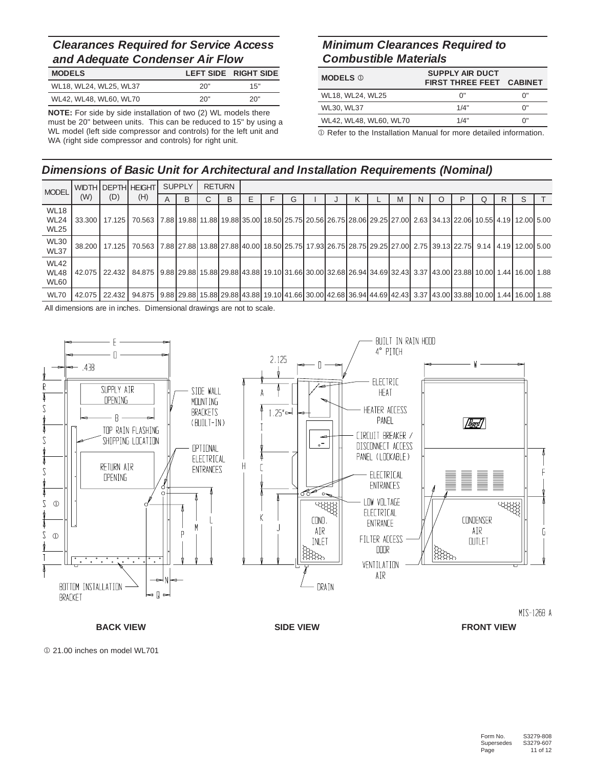## Clearances Required for Service Access and Adequate Condenser Air Flow

| MODELS | LEFT SIDE | RIGHT SIDE |
|---|---|---|
| WL18, WL24, WL25, WL37 | 20" | 15" |
| WL42, WL48, WL60, WL70 | 20" | 20" |

**NOTE:** For side by side installation of two (2) WL models there must be 20" between units. This can be reduced to 15" by using a WL model (left side compressor and controls) for the left unit and WA (right side compressor and controls) for right unit.

## Minimum Clearances Required to Combustible Materials

| MODELS ① | SUPPLY AIR DUCT FIRST THREE FEET | CABINET |
|---|---|---|
| WL18, WL24, WL25 | 0" | 0" |
| WL30, WL37 | 1/4" | 0" |
| WL42, WL48, WL60, WL70 | 1/4" | 0" |

① Refer to the Installation Manual for more detailed information.

## Dimensions of Basic Unit for Architectural and Installation Requirements (Nominal)

| MODEL | WIDTH (W) | DEPTH (D) | HEIGHT (H) | SUPPLY | | RETURN | | | | | | | | | | | | | | | | |
|---|---|---|---|---|---|---|---|---|---|---|---|---|---|---|---|---|---|---|---|---|---|---|
| | | | | A | B | C | B | E | F | G | I | J | K | L | M | N | O | P | Q | R | S | T |
| WL18 WL24 WL25 | 33.300 | 17.125 | 70.563 | 7.88 | 19.88 | 11.88 | 19.88 | 35.00 | 18.50 | 25.75 | 20.56 | 26.75 | 28.06 | 29.25 | 27.00 | 2.63 | 34.13 | 22.06 | 10.55 | 4.19 | 12.00 | 5.00 |
| WL30 WL37 | 38.200 | 17.125 | 70.563 | 7.88 | 27.88 | 13.88 | 27.88 | 40.00 | 18.50 | 25.75 | 17.93 | 26.75 | 28.75 | 29.25 | 27.00 | 2.75 | 39.13 | 22.75 | 9.14 | 4.19 | 12.00 | 5.00 |
| WL42 WL48 WL60 | 42.075 | 22.432 | 84.875 | 9.88 | 29.88 | 15.88 | 29.88 | 43.88 | 19.10 | 31.66 | 30.00 | 32.68 | 26.94 | 34.69 | 32.43 | 3.37 | 43.00 | 23.88 | 10.00 | 1.44 | 16.00 | 1.88 |
| WL70 | 42.075 | 22.432 | 94.875 | 9.88 | 29.88 | 15.88 | 29.88 | 43.88 | 19.10 | 41.66 | 30.00 | 42.68 | 36.94 | 44.69 | 42.43 | 3.37 | 43.00 | 33.88 | 10.00 | 1.44 | 16.00 | 1.88 |

All dimensions are in inches. Dimensional drawings are not to scale.

MIS-1268 A

**BACK VIEW** **SIDE VIEW** **FRONT VIEW**

① 21.00 inches on model WL701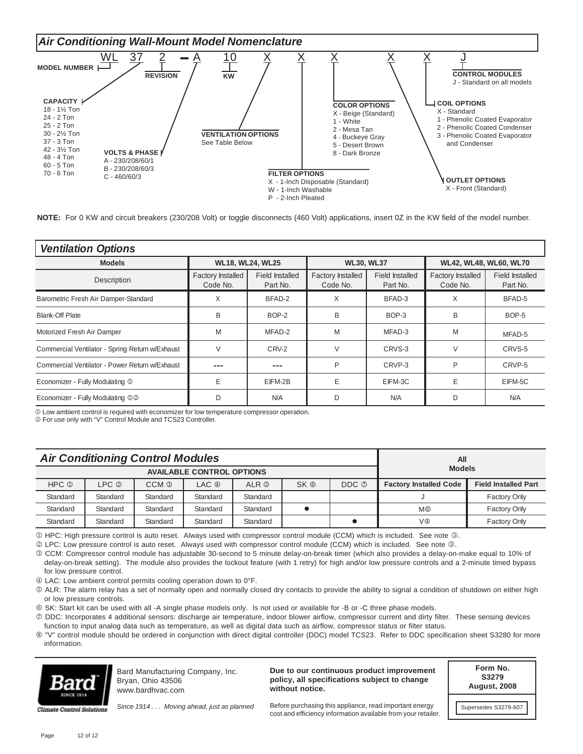## Air Conditioning Wall-Mount Model Nomenclature

WL 37 2 – A 10 X X X X X J

**MODEL NUMBER**

**REVISION**

**KW**

**CAPACITY**
- 18 - 1½ Ton
- 24 - 2 Ton
- 25 - 2 Ton
- 30 - 2½ Ton
- 37 - 3 Ton
- 42 - 3½ Ton
- 48 - 4 Ton
- 60 - 5 Ton
- 70 - 6 Ton

**VOLTS & PHASE**
- A - 230/208/60/1
- B - 230/208/60/3
- C - 460/60/3

**VENTILATION OPTIONS**
See Table Below

**FILTER OPTIONS**
- X - 1-Inch Disposable (Standard)
- W - 1-Inch Washable
- P - 2-Inch Pleated

**COLOR OPTIONS**
- X - Beige (Standard)
- 1 - White
- 2 - Mesa Tan
- 4 - Buckeye Gray
- 5 - Desert Brown
- 8 - Dark Bronze

**OUTLET OPTIONS**
- X - Front (Standard)

**COIL OPTIONS**
- X - Standard
- 1 - Phenolic Coated Evaporator
- 2 - Phenolic Coated Condenser
- 3 - Phenolic Coated Evaporator and Condenser

**CONTROL MODULES**
J - Standard on all models

**NOTE:** For 0 KW and circuit breakers (230/208 Volt) or toggle disconnects (460 Volt) applications, insert 0Z in the KW field of the model number.

## Ventilation Options

| Models | WL18, WL24, WL25 | | WL30, WL37 | | WL42, WL48, WL60, WL70 | |
|---|---|---|---|---|---|---|
| Description | Factory Installed Code No. | Field Installed Part No. | Factory Installed Code No. | Field Installed Part No. | Factory Installed Code No. | Field Installed Part No. |
| Barometric Fresh Air Damper-Standard | X | BFAD-2 | X | BFAD-3 | X | BFAD-5 |
| Blank-Off Plate | B | BOP-2 | B | BOP-3 | B | BOP-5 |
| Motorized Fresh Air Damper | M | MFAD-2 | M | MFAD-3 | M | MFAD-5 |
| Commercial Ventilator - Spring Return w/Exhaust | V | CRV-2 | V | CRVS-3 | V | CRVS-5 |
| Commercial Ventilator - Power Return w/Exhaust | --- | --- | P | CRVP-3 | P | CRVP-5 |
| Economizer - Fully Modulating ① | E | EIFM-2B | E | EIFM-3C | E | EIFM-5C |
| Economizer - Fully Modulating ①② | D | N/A | D | N/A | D | N/A |

① Low ambient control is required with economizer for low temperature compressor operation.
② For use only with "V" Control Module and TCS23 Controller.

## Air Conditioning Control Modules

| AVAILABLE CONTROL OPTIONS | | | | | | | All Models | |
|---|---|---|---|---|---|---|---|---|
| HPC ① | LPC ② | CCM ③ | LAC ④ | ALR ⑤ | SK ⑥ | DDC ⑦ | Factory Installed Code | Field Installed Part |
| Standard | Standard | Standard | Standard | Standard | | | J | Factory Only |
| Standard | Standard | Standard | Standard | Standard | ● | | M⑥ | Factory Only |
| Standard | Standard | Standard | Standard | Standard | | ● | V⑧ | Factory Only |

① HPC: High pressure control is auto reset. Always used with compressor control module (CCM) which is included. See note ③.
② LPC: Low pressure control is auto reset. Always used with compressor control module (CCM) which is included. See note ③.
③ CCM: Compressor control module has adjustable 30-second to 5 minute delay-on-break timer (which also provides a delay-on-make equal to 10% of delay-on-break setting). The module also provides the lockout feature (with 1 retry) for high and/or low pressure controls and a 2-minute timed bypass for low pressure control.
④ LAC: Low ambient control permits cooling operation down to 0°F.
⑤ ALR: The alarm relay has a set of normally open and normally closed dry contacts to provide the ability to signal a condition of shutdown on either high or low pressure controls.
⑥ SK: Start kit can be used with all -A single phase models only. Is not used or available for -B or -C three phase models.
⑦ DDC: Incorporates 4 additional sensors: discharge air temperature, indoor blower airflow, compressor current and dirty filter. These sensing devices function to input analog data such as temperature, as well as digital data such as airflow, compressor status or filter status.
⑧ "V" control module should be ordered in conjunction with direct digital controller (DDC) model TCS23. Refer to DDC specification sheet S3280 for more information.

Bard Manufacturing Company, Inc.
Bryan, Ohio 43506
www.bardhvac.com

*Since 1914 . . . Moving ahead, just as planned*

**Due to our continuous product improvement policy, all specifications subject to change without notice.**

Before purchasing this appliance, read important energy cost and efficiency information available from your retailer.

**Form No. S3279 August, 2008**

Supersedes S3279-607